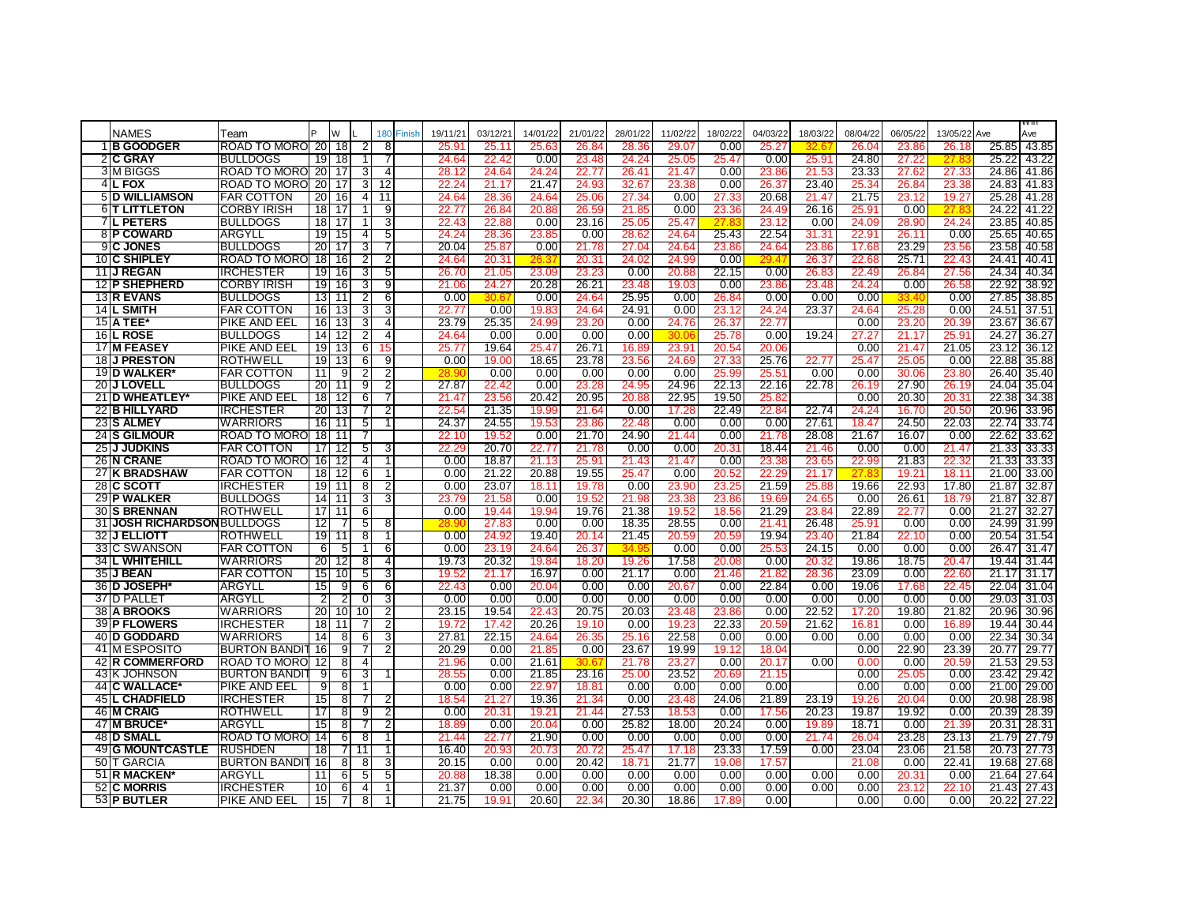| | NAMES | Team | P | W | L | 180 | Finish | 19/11/21 | 03/12/21 | 14/01/22 | 21/01/22 | 28/01/22 | 11/02/22 | 18/02/22 | 04/03/22 | 18/03/22 | 08/04/22 | 06/05/22 | 13/05/22 | Ave | Win Ave |
|---|---|---|---|---|---|---|---|---|---|---|---|---|---|---|---|---|---|---|---|---|---|
| 1 | **B GOODGER** | ROAD TO MORO | 20 | 18 | 2 | 8 | | 25.91 | 25.11 | 25.63 | 26.84 | 28.36 | 29.07 | 0.00 | 25.27 | 32.67 | 26.04 | 23.86 | 26.18 | 25.85 | 43.85 |
| 2 | **C GRAY** | BULLDOGS | 19 | 18 | 1 | 7 | | 24.64 | 22.42 | 0.00 | 23.48 | 24.24 | 25.05 | 25.47 | 0.00 | 25.91 | 24.80 | 27.22 | 27.83 | 25.22 | 43.22 |
| 3 | M BIGGS | ROAD TO MORO | 20 | 17 | 3 | 4 | | 28.12 | 24.64 | 24.24 | 22.77 | 26.41 | 21.47 | 0.00 | 23.86 | 21.53 | 23.33 | 27.62 | 27.33 | 24.86 | 41.86 |
| 4 | **L FOX** | ROAD TO MORO | 20 | 17 | 3 | 12 | | 22.24 | 21.17 | 21.47 | 24.93 | 32.67 | 23.38 | 0.00 | 26.37 | 23.40 | 25.34 | 26.84 | 23.38 | 24.83 | 41.83 |
| 5 | **D WILLIAMSON** | FAR COTTON | 20 | 16 | 4 | 11 | | 24.64 | 28.36 | 24.64 | 25.06 | 27.34 | 0.00 | 27.33 | 20.68 | 21.47 | 21.75 | 23.12 | 19.27 | 25.28 | 41.28 |
| 6 | **T LITTLETON** | CORBY IRISH | 18 | 17 | 1 | 9 | | 22.77 | 26.84 | 20.88 | 26.59 | 21.85 | 0.00 | 23.36 | 24.49 | 26.16 | 25.91 | 0.00 | 27.83 | 24.22 | 41.22 |
| 7 | **L PETERS** | BULLDOGS | 18 | 17 | 1 | 3 | | 22.43 | 22.88 | 0.00 | 23.16 | 25.05 | 25.47 | 27.83 | 23.12 | 0.00 | 24.09 | 28.90 | 24.24 | 23.85 | 40.85 |
| 8 | **P COWARD** | ARGYLL | 19 | 15 | 4 | 5 | | 24.24 | 28.36 | 23.85 | 0.00 | 28.62 | 24.64 | 25.43 | 22.54 | 31.31 | 22.91 | 26.11 | 0.00 | 25.65 | 40.65 |
| 9 | **C JONES** | BULLDOGS | 20 | 17 | 3 | 7 | | 20.04 | 25.87 | 0.00 | 21.78 | 27.04 | 24.64 | 23.86 | 24.64 | 23.86 | 17.68 | 23.29 | 23.56 | 23.58 | 40.58 |
| 10 | **C SHIPLEY** | ROAD TO MORO | 18 | 16 | 2 | 2 | | 24.64 | 20.31 | 26.37 | 20.31 | 24.02 | 24.99 | 0.00 | 29.47 | 26.37 | 22.68 | 25.71 | 22.43 | 24.41 | 40.41 |
| 11 | **J REGAN** | IRCHESTER | 19 | 16 | 3 | 5 | | 26.70 | 21.05 | 23.09 | 23.23 | 0.00 | 20.88 | 22.15 | 0.00 | 26.83 | 22.49 | 26.84 | 27.56 | 24.34 | 40.34 |
| 12 | **P SHEPHERD** | CORBY IRISH | 19 | 16 | 3 | 9 | | 21.06 | 24.27 | 20.28 | 26.21 | 23.48 | 19.03 | 0.00 | 23.86 | 23.48 | 24.24 | 0.00 | 26.58 | 22.92 | 38.92 |
| 13 | **R EVANS** | BULLDOGS | 13 | 11 | 2 | 6 | | 0.00 | 30.67 | 0.00 | 24.64 | 25.95 | 0.00 | 26.84 | 0.00 | 0.00 | 0.00 | 33.40 | 0.00 | 27.85 | 38.85 |
| 14 | **L SMITH** | FAR COTTON | 16 | 13 | 3 | 3 | | 22.77 | 0.00 | 19.83 | 24.64 | 24.91 | 0.00 | 23.12 | 24.24 | 23.37 | 24.64 | 25.28 | 0.00 | 24.51 | 37.51 |
| 15 | **A TEE*** | PIKE AND EEL | 16 | 13 | 3 | 4 | | 23.79 | 25.35 | 24.99 | 23.20 | 0.00 | 24.76 | 26.37 | 22.77 | | 0.00 | 23.20 | 20.39 | 23.67 | 36.67 |
| 16 | **L ROSE** | BULLDOGS | 14 | 12 | 2 | 4 | | 24.64 | 0.00 | 0.00 | 0.00 | 0.00 | 30.06 | 25.78 | 0.00 | 19.24 | 27.27 | 21.17 | 25.91 | 24.27 | 36.27 |
| 17 | **M FEASEY** | PIKE AND EEL | 19 | 13 | 6 | 15 | | 25.77 | 19.64 | 25.47 | 26.71 | 16.89 | 23.91 | 20.54 | 20.06 | | 0.00 | 21.47 | 21.05 | 23.12 | 36.12 |
| 18 | **J PRESTON** | ROTHWELL | 19 | 13 | 6 | 9 | | 0.00 | 19.00 | 18.65 | 23.78 | 23.56 | 24.69 | 27.33 | 25.76 | 22.77 | 25.47 | 25.05 | 0.00 | 22.88 | 35.88 |
| 19 | **D WALKER*** | FAR COTTON | 11 | 9 | 2 | 2 | | 28.90 | 0.00 | 0.00 | 0.00 | 0.00 | 0.00 | 25.99 | 25.51 | 0.00 | 0.00 | 30.06 | 23.80 | 26.40 | 35.40 |
| 20 | **J LOVELL** | BULLDOGS | 20 | 11 | 9 | 2 | | 27.87 | 22.42 | 0.00 | 23.28 | 24.95 | 24.96 | 22.13 | 22.16 | 22.78 | 26.19 | 27.90 | 26.19 | 24.04 | 35.04 |
| 21 | **D WHEATLEY*** | PIKE AND EEL | 18 | 12 | 6 | 7 | | 21.47 | 23.56 | 20.42 | 20.95 | 20.88 | 22.95 | 19.50 | 25.82 | | 0.00 | 20.30 | 20.31 | 22.38 | 34.38 |
| 22 | **B HILLYARD** | IRCHESTER | 20 | 13 | 7 | 2 | | 22.54 | 21.35 | 19.99 | 21.64 | 0.00 | 17.28 | 22.49 | 22.84 | 22.74 | 24.24 | 16.70 | 20.50 | 20.96 | 33.96 |
| 23 | **S ALMEY** | WARRIORS | 16 | 11 | 5 | 1 | | 24.37 | 24.55 | 19.53 | 23.86 | 22.48 | 0.00 | 0.00 | 0.00 | 27.61 | 18.47 | 24.50 | 22.03 | 22.74 | 33.74 |
| 24 | **S GILMOUR** | ROAD TO MORO | 18 | 11 | 7 | | | 22.10 | 19.52 | 0.00 | 21.70 | 24.90 | 21.44 | 0.00 | 21.78 | 28.08 | 21.67 | 16.07 | 0.00 | 22.62 | 33.62 |
| 25 | **J JUDKINS** | FAR COTTON | 17 | 12 | 5 | 3 | | 22.29 | 20.70 | 22.77 | 21.78 | 0.00 | 0.00 | 20.31 | 18.44 | 21.46 | 0.00 | 0.00 | 21.47 | 21.33 | 33.33 |
| 26 | **N CRANE** | ROAD TO MORO | 16 | 12 | 4 | 1 | | 0.00 | 18.87 | 21.13 | 25.91 | 21.43 | 21.47 | 0.00 | 23.38 | 23.65 | 22.99 | 21.83 | 22.32 | 21.33 | 33.33 |
| 27 | **K BRADSHAW** | FAR COTTON | 18 | 12 | 6 | 1 | | 0.00 | 21.22 | 20.88 | 19.55 | 25.47 | 0.00 | 20.52 | 22.29 | 21.17 | 27.83 | 19.21 | 18.11 | 21.00 | 33.00 |
| 28 | **C SCOTT** | IRCHESTER | 19 | 11 | 8 | 2 | | 0.00 | 23.07 | 18.11 | 19.78 | 0.00 | 23.90 | 23.25 | 21.59 | 25.88 | 19.66 | 22.93 | 17.80 | 21.87 | 32.87 |
| 29 | **P WALKER** | BULLDOGS | 14 | 11 | 3 | 3 | | 23.79 | 21.58 | 0.00 | 19.52 | 21.98 | 23.38 | 23.86 | 19.69 | 24.65 | 0.00 | 26.61 | 18.79 | 21.87 | 32.87 |
| 30 | **S BRENNAN** | ROTHWELL | 17 | 11 | 6 | | | 0.00 | 19.44 | 19.94 | 19.76 | 21.38 | 19.52 | 18.56 | 21.29 | 23.84 | 22.89 | 22.77 | 0.00 | 21.27 | 32.27 |
| 31 | **JOSH RICHARDSON** | BULLDOGS | 12 | 7 | 5 | 8 | | 28.90 | 27.83 | 0.00 | 0.00 | 18.35 | 28.55 | 0.00 | 21.41 | 26.48 | 25.91 | 0.00 | 0.00 | 24.99 | 31.99 |
| 32 | **J ELLIOTT** | ROTHWELL | 19 | 11 | 8 | 1 | | 0.00 | 24.92 | 19.40 | 20.14 | 21.45 | 20.59 | 20.59 | 19.94 | 23.40 | 21.84 | 22.10 | 0.00 | 20.54 | 31.54 |
| 33 | C SWANSON | FAR COTTON | 6 | 5 | 1 | 6 | | 0.00 | 23.19 | 24.64 | 26.37 | 34.95 | 0.00 | 0.00 | 25.53 | 24.15 | 0.00 | 0.00 | 0.00 | 26.47 | 31.47 |
| 34 | **L WHITEHILL** | WARRIORS | 20 | 12 | 8 | 4 | | 19.73 | 20.32 | 19.84 | 18.20 | 19.26 | 17.58 | 20.08 | 0.00 | 20.32 | 19.86 | 18.75 | 20.47 | 19.44 | 31.44 |
| 35 | **J BEAN** | FAR COTTON | 15 | 10 | 5 | 3 | | 19.52 | 21.17 | 16.97 | 0.00 | 21.17 | 0.00 | 21.46 | 21.82 | 28.36 | 23.09 | 0.00 | 22.60 | 21.17 | 31.17 |
| 36 | **D JOSEPH*** | ARGYLL | 15 | 9 | 6 | 6 | | 22.43 | 0.00 | 20.04 | 0.00 | 0.00 | 20.67 | 0.00 | 22.84 | 0.00 | 19.06 | 17.68 | 22.45 | 22.04 | 31.04 |
| 37 | D PALLET | ARGYLL | 2 | 2 | 0 | 3 | | 0.00 | 0.00 | 0.00 | 0.00 | 0.00 | 0.00 | 0.00 | 0.00 | 0.00 | 0.00 | 0.00 | 0.00 | 29.03 | 31.03 |
| 38 | **A BROOKS** | WARRIORS | 20 | 10 | 10 | 2 | | 23.15 | 19.54 | 22.43 | 20.75 | 20.03 | 23.48 | 23.86 | 0.00 | 22.52 | 17.20 | 19.80 | 21.82 | 20.96 | 30.96 |
| 39 | **P FLOWERS** | IRCHESTER | 18 | 11 | 7 | 2 | | 19.72 | 17.42 | 20.26 | 19.10 | 0.00 | 19.23 | 22.33 | 20.59 | 21.62 | 16.81 | 0.00 | 16.89 | 19.44 | 30.44 |
| 40 | **D GODDARD** | WARRIORS | 14 | 8 | 6 | 3 | | 27.81 | 22.15 | 24.64 | 26.35 | 25.16 | 22.58 | 0.00 | 0.00 | 0.00 | 0.00 | 0.00 | 0.00 | 22.34 | 30.34 |
| 41 | M ESPOSITO | BURTON BANDIT | 16 | 9 | 7 | 2 | | 20.29 | 0.00 | 21.85 | 0.00 | 23.67 | 19.99 | 19.12 | 18.04 | | 0.00 | 22.90 | 23.39 | 20.77 | 29.77 |
| 42 | **R COMMERFORD** | ROAD TO MORO | 12 | 8 | 4 | | | 21.96 | 0.00 | 21.61 | 30.67 | 21.78 | 23.27 | 0.00 | 20.17 | 0.00 | 0.00 | 0.00 | 20.59 | 21.53 | 29.53 |
| 43 | K JOHNSON | BURTON BANDIT | 9 | 6 | 3 | 1 | | 28.55 | 0.00 | 21.85 | 23.16 | 25.00 | 23.52 | 20.69 | 21.15 | | 0.00 | 25.05 | 0.00 | 23.42 | 29.42 |
| 44 | **C WALLACE*** | PIKE AND EEL | 9 | 8 | 1 | | | 0.00 | 0.00 | 22.97 | 18.81 | 0.00 | 0.00 | 0.00 | 0.00 | | 0.00 | 0.00 | 0.00 | 21.00 | 29.00 |
| 45 | **L CHADFIELD** | IRCHESTER | 15 | 8 | 7 | 2 | | 18.54 | 21.27 | 19.36 | 21.34 | 0.00 | 23.48 | 24.06 | 21.89 | 23.19 | 19.26 | 20.04 | 0.00 | 20.98 | 28.98 |
| 46 | **M CRAIG** | ROTHWELL | 17 | 8 | 9 | 2 | | 0.00 | 20.31 | 19.21 | 21.44 | 27.53 | 18.53 | 0.00 | 17.56 | 20.23 | 19.87 | 19.92 | 0.00 | 20.39 | 28.39 |
| 47 | **M BRUCE*** | ARGYLL | 15 | 8 | 7 | 2 | | 18.89 | 0.00 | 20.04 | 0.00 | 25.82 | 18.00 | 20.24 | 0.00 | 19.89 | 18.71 | 0.00 | 21.39 | 20.31 | 28.31 |
| 48 | **D SMALL** | ROAD TO MORO | 14 | 6 | 8 | 1 | | 21.44 | 22.77 | 21.90 | 0.00 | 0.00 | 0.00 | 0.00 | 0.00 | 21.74 | 26.04 | 23.28 | 23.13 | 21.79 | 27.79 |
| 49 | **G MOUNTCASTLE** | RUSHDEN | 18 | 7 | 11 | 1 | | 16.40 | 20.93 | 20.73 | 20.72 | 25.47 | 17.18 | 23.33 | 17.59 | 0.00 | 23.04 | 23.06 | 21.58 | 20.73 | 27.73 |
| 50 | T GARCIA | BURTON BANDIT | 16 | 8 | 8 | 3 | | 20.15 | 0.00 | 0.00 | 20.42 | 18.71 | 21.77 | 19.08 | 17.57 | | 21.08 | 0.00 | 22.41 | 19.68 | 27.68 |
| 51 | **R MACKEN*** | ARGYLL | 11 | 6 | 5 | 5 | | 20.88 | 18.38 | 0.00 | 0.00 | 0.00 | 0.00 | 0.00 | 0.00 | 0.00 | 0.00 | 20.31 | 0.00 | 21.64 | 27.64 |
| 52 | **C MORRIS** | IRCHESTER | 10 | 6 | 4 | 1 | | 21.37 | 0.00 | 0.00 | 0.00 | 0.00 | 0.00 | 0.00 | 0.00 | 0.00 | 0.00 | 23.12 | 22.10 | 21.43 | 27.43 |
| 53 | **P BUTLER** | PIKE AND EEL | 15 | 7 | 8 | 1 | | 21.75 | 19.91 | 20.60 | 22.34 | 20.30 | 18.86 | 17.89 | 0.00 | | 0.00 | 0.00 | 0.00 | 20.22 | 27.22 |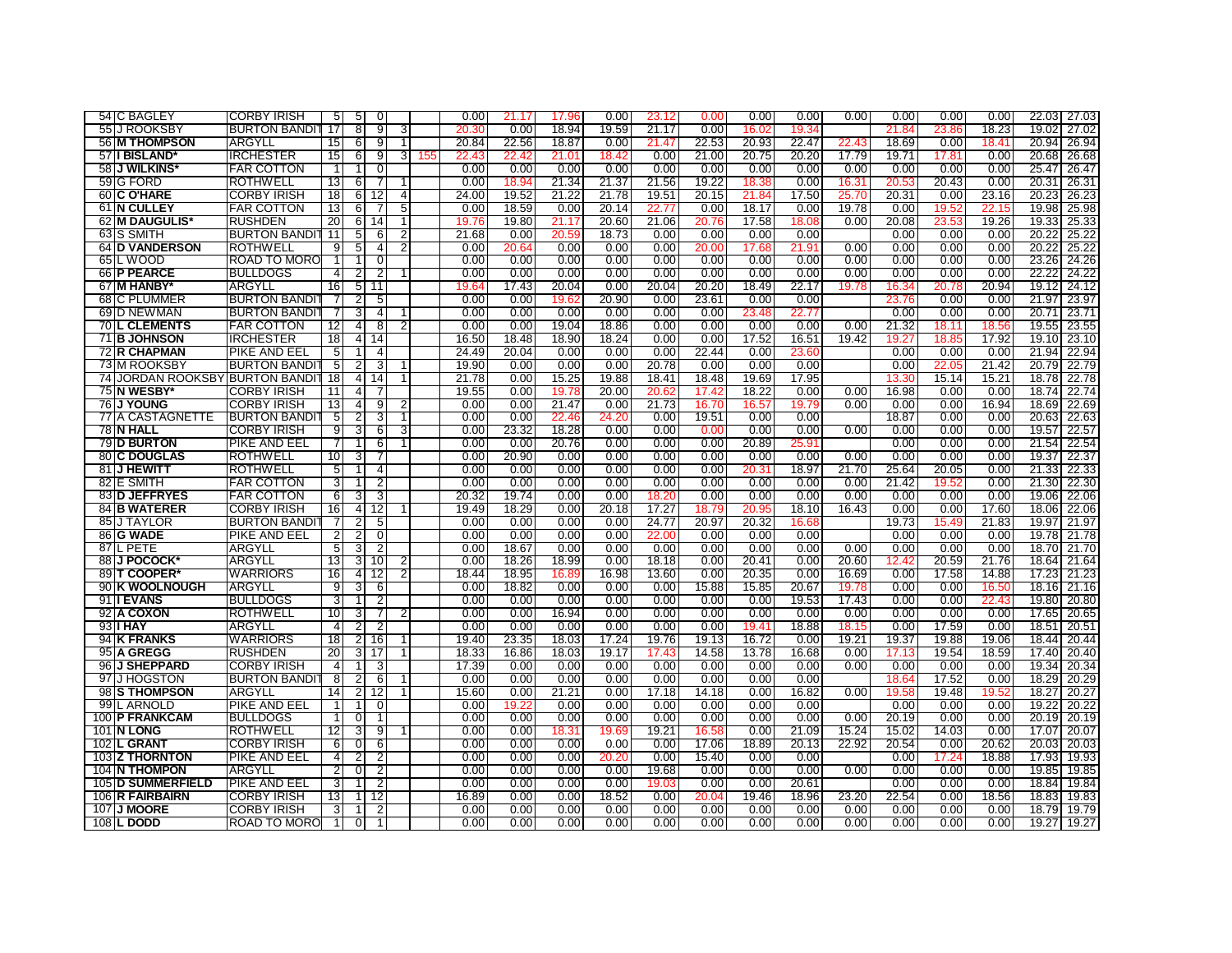| | | | | | | | | | | | | | | | | | | | | |
|---|---|---|---|---|---|---|---|---|---|---|---|---|---|---|---|---|---|---|---|---|
| 54 | C BAGLEY | CORBY IRISH | 5 | 5 | 0 | | | 0.00 | 21.17 | 17.96 | 0.00 | 23.12 | 0.00 | 0.00 | 0.00 | 0.00 | 0.00 | 0.00 | 0.00 | 22.03 | 27.03 |
| 55 | J ROOKSBY | BURTON BANDIT | 17 | 8 | 9 | 3 | | 20.30 | 0.00 | 18.94 | 19.59 | 21.17 | 0.00 | 16.02 | 19.34 | | 21.84 | 23.86 | 18.23 | 19.02 | 27.02 |
| 56 | **M THOMPSON** | ARGYLL | 15 | 6 | 9 | 1 | | 20.84 | 22.56 | 18.87 | 0.00 | 21.47 | 22.53 | 20.93 | 22.47 | 22.43 | 18.69 | 0.00 | 18.41 | 20.94 | 26.94 |
| 57 | **I BISLAND*** | IRCHESTER | 15 | 6 | 9 | 3 | 155 | 22.43 | 22.42 | 21.01 | 18.42 | 0.00 | 21.00 | 20.75 | 20.20 | 17.79 | 19.71 | 17.81 | 0.00 | 20.68 | 26.68 |
| 58 | **J WILKINS*** | FAR COTTON | 1 | 1 | 0 | | | 0.00 | 0.00 | 0.00 | 0.00 | 0.00 | 0.00 | 0.00 | 0.00 | 0.00 | 0.00 | 0.00 | 0.00 | 25.47 | 26.47 |
| 59 | G FORD | ROTHWELL | 13 | 6 | 7 | 1 | | 0.00 | 18.94 | 21.34 | 21.37 | 21.56 | 19.22 | 18.38 | 0.00 | 16.31 | 20.53 | 20.43 | 0.00 | 20.31 | 26.31 |
| 60 | **C O'HARE** | CORBY IRISH | 18 | 6 | 12 | 4 | | 24.00 | 19.52 | 21.22 | 21.78 | 19.51 | 20.15 | 21.84 | 17.50 | 25.70 | 20.31 | 0.00 | 23.16 | 20.23 | 26.23 |
| 61 | **N CULLEY** | FAR COTTON | 13 | 6 | 7 | 5 | | 0.00 | 18.59 | 0.00 | 20.14 | 22.77 | 0.00 | 18.17 | 0.00 | 19.78 | 0.00 | 19.52 | 22.15 | 19.98 | 25.98 |
| 62 | **M DAUGULIS*** | RUSHDEN | 20 | 6 | 14 | 1 | | 19.76 | 19.80 | 21.17 | 20.60 | 21.06 | 20.76 | 17.58 | 18.08 | 0.00 | 20.08 | 23.53 | 19.26 | 19.33 | 25.33 |
| 63 | S SMITH | BURTON BANDIT | 11 | 5 | 6 | 2 | | 21.68 | 0.00 | 20.59 | 18.73 | 0.00 | 0.00 | 0.00 | 0.00 | | 0.00 | 0.00 | 0.00 | 20.22 | 25.22 |
| 64 | **D VANDERSON** | ROTHWELL | 9 | 5 | 4 | 2 | | 0.00 | 20.64 | 0.00 | 0.00 | 0.00 | 20.00 | 17.68 | 21.91 | 0.00 | 0.00 | 0.00 | 0.00 | 20.22 | 25.22 |
| 65 | L WOOD | ROAD TO MORO | 1 | 1 | 0 | | | 0.00 | 0.00 | 0.00 | 0.00 | 0.00 | 0.00 | 0.00 | 0.00 | 0.00 | 0.00 | 0.00 | 0.00 | 23.26 | 24.26 |
| 66 | **P PEARCE** | BULLDOGS | 4 | 2 | 2 | 1 | | 0.00 | 0.00 | 0.00 | 0.00 | 0.00 | 0.00 | 0.00 | 0.00 | 0.00 | 0.00 | 0.00 | 0.00 | 22.22 | 24.22 |
| 67 | **M HANBY*** | ARGYLL | 16 | 5 | 11 | | | 19.64 | 17.43 | 20.04 | 0.00 | 20.04 | 20.20 | 18.49 | 22.17 | 19.78 | 16.34 | 20.78 | 20.94 | 19.12 | 24.12 |
| 68 | C PLUMMER | BURTON BANDIT | 7 | 2 | 5 | | | 0.00 | 0.00 | 19.62 | 20.90 | 0.00 | 23.61 | 0.00 | 0.00 | | 23.76 | 0.00 | 0.00 | 21.97 | 23.97 |
| 69 | D NEWMAN | BURTON BANDIT | 7 | 3 | 4 | 1 | | 0.00 | 0.00 | 0.00 | 0.00 | 0.00 | 0.00 | 23.48 | 22.77 | | 0.00 | 0.00 | 0.00 | 20.71 | 23.71 |
| 70 | **L CLEMENTS** | FAR COTTON | 12 | 4 | 8 | 2 | | 0.00 | 0.00 | 19.04 | 18.86 | 0.00 | 0.00 | 0.00 | 0.00 | 0.00 | 21.32 | 18.11 | 18.56 | 19.55 | 23.55 |
| 71 | **B JOHNSON** | IRCHESTER | 18 | 4 | 14 | | | 16.50 | 18.48 | 18.90 | 18.24 | 0.00 | 0.00 | 17.52 | 16.51 | 19.42 | 19.27 | 18.85 | 17.92 | 19.10 | 23.10 |
| 72 | **R CHAPMAN** | PIKE AND EEL | 5 | 1 | 4 | | | 24.49 | 20.04 | 0.00 | 0.00 | 0.00 | 22.44 | 0.00 | 23.60 | | 0.00 | 0.00 | 0.00 | 21.94 | 22.94 |
| 73 | M ROOKSBY | BURTON BANDIT | 5 | 2 | 3 | 1 | | 19.90 | 0.00 | 0.00 | 0.00 | 20.78 | 0.00 | 0.00 | 0.00 | | 0.00 | 22.05 | 21.42 | 20.79 | 22.79 |
| 74 | JORDAN ROOKSBY | BURTON BANDIT | 18 | 4 | 14 | 1 | | 21.78 | 0.00 | 15.25 | 19.88 | 18.41 | 18.48 | 19.69 | 17.95 | | 13.30 | 15.14 | 15.21 | 18.78 | 22.78 |
| 75 | **N WESBY*** | CORBY IRISH | 11 | 4 | 7 | | | 19.55 | 0.00 | 19.78 | 20.00 | 20.62 | 17.42 | 18.22 | 0.00 | 0.00 | 16.98 | 0.00 | 0.00 | 18.74 | 22.74 |
| 76 | **J YOUNG** | CORBY IRISH | 13 | 4 | 9 | 2 | | 0.00 | 0.00 | 21.47 | 0.00 | 21.73 | 16.70 | 16.57 | 19.79 | 0.00 | 0.00 | 0.00 | 16.94 | 18.69 | 22.69 |
| 77 | A CASTAGNETTE | BURTON BANDIT | 5 | 2 | 3 | 1 | | 0.00 | 0.00 | 22.46 | 24.20 | 0.00 | 19.51 | 0.00 | 0.00 | | 18.87 | 0.00 | 0.00 | 20.63 | 22.63 |
| 78 | **N HALL** | CORBY IRISH | 9 | 3 | 6 | 3 | | 0.00 | 23.32 | 18.28 | 0.00 | 0.00 | 0.00 | 0.00 | 0.00 | 0.00 | 0.00 | 0.00 | 0.00 | 19.57 | 22.57 |
| 79 | **D BURTON** | PIKE AND EEL | 7 | 1 | 6 | 1 | | 0.00 | 0.00 | 20.76 | 0.00 | 0.00 | 0.00 | 20.89 | 25.91 | | 0.00 | 0.00 | 0.00 | 21.54 | 22.54 |
| 80 | **C DOUGLAS** | ROTHWELL | 10 | 3 | 7 | | | 0.00 | 20.90 | 0.00 | 0.00 | 0.00 | 0.00 | 0.00 | 0.00 | 0.00 | 0.00 | 0.00 | 0.00 | 19.37 | 22.37 |
| 81 | **J HEWITT** | ROTHWELL | 5 | 1 | 4 | | | 0.00 | 0.00 | 0.00 | 0.00 | 0.00 | 0.00 | 20.31 | 18.97 | 21.70 | 25.64 | 20.05 | 0.00 | 21.33 | 22.33 |
| 82 | E SMITH | FAR COTTON | 3 | 1 | 2 | | | 0.00 | 0.00 | 0.00 | 0.00 | 0.00 | 0.00 | 0.00 | 0.00 | 0.00 | 21.42 | 19.52 | 0.00 | 21.30 | 22.30 |
| 83 | **D JEFFRYES** | FAR COTTON | 6 | 3 | 3 | | | 20.32 | 19.74 | 0.00 | 0.00 | 18.20 | 0.00 | 0.00 | 0.00 | 0.00 | 0.00 | 0.00 | 0.00 | 19.06 | 22.06 |
| 84 | **B WATERER** | CORBY IRISH | 16 | 4 | 12 | 1 | | 19.49 | 18.29 | 0.00 | 20.18 | 17.27 | 18.79 | 20.95 | 18.10 | 16.43 | 0.00 | 0.00 | 17.60 | 18.06 | 22.06 |
| 85 | J TAYLOR | BURTON BANDIT | 7 | 2 | 5 | | | 0.00 | 0.00 | 0.00 | 0.00 | 24.77 | 20.97 | 20.32 | 16.68 | | 19.73 | 15.49 | 21.83 | 19.97 | 21.97 |
| 86 | **G WADE** | PIKE AND EEL | 2 | 2 | 0 | | | 0.00 | 0.00 | 0.00 | 0.00 | 22.00 | 0.00 | 0.00 | 0.00 | | 0.00 | 0.00 | 0.00 | 19.78 | 21.78 |
| 87 | L PETE | ARGYLL | 5 | 3 | 2 | | | 0.00 | 18.67 | 0.00 | 0.00 | 0.00 | 0.00 | 0.00 | 0.00 | 0.00 | 0.00 | 0.00 | 0.00 | 18.70 | 21.70 |
| 88 | **J POCOCK*** | ARGYLL | 13 | 3 | 10 | 2 | | 0.00 | 18.26 | 18.99 | 0.00 | 18.18 | 0.00 | 20.41 | 0.00 | 20.60 | 12.42 | 20.59 | 21.76 | 18.64 | 21.64 |
| 89 | **T COOPER*** | WARRIORS | 16 | 4 | 12 | 2 | | 18.44 | 18.95 | 16.89 | 16.98 | 13.60 | 0.00 | 20.35 | 0.00 | 16.69 | 0.00 | 17.58 | 14.88 | 17.23 | 21.23 |
| 90 | **K WOOLNOUGH** | ARGYLL | 9 | 3 | 6 | | | 0.00 | 18.82 | 0.00 | 0.00 | 0.00 | 15.88 | 15.85 | 20.67 | 19.78 | 0.00 | 0.00 | 16.50 | 18.16 | 21.16 |
| 91 | **I EVANS** | BULLDOGS | 3 | 1 | 2 | | | 0.00 | 0.00 | 0.00 | 0.00 | 0.00 | 0.00 | 0.00 | 19.53 | 17.43 | 0.00 | 0.00 | 22.43 | 19.80 | 20.80 |
| 92 | **A COXON** | ROTHWELL | 10 | 3 | 7 | 2 | | 0.00 | 0.00 | 16.94 | 0.00 | 0.00 | 0.00 | 0.00 | 0.00 | 0.00 | 0.00 | 0.00 | 0.00 | 17.65 | 20.65 |
| 93 | **I HAY** | ARGYLL | 4 | 2 | 2 | | | 0.00 | 0.00 | 0.00 | 0.00 | 0.00 | 0.00 | 19.41 | 18.88 | 18.15 | 0.00 | 17.59 | 0.00 | 18.51 | 20.51 |
| 94 | **K FRANKS** | WARRIORS | 18 | 2 | 16 | 1 | | 19.40 | 23.35 | 18.03 | 17.24 | 19.76 | 19.13 | 16.72 | 0.00 | 19.21 | 19.37 | 19.88 | 19.06 | 18.44 | 20.44 |
| 95 | **A GREGG** | RUSHDEN | 20 | 3 | 17 | 1 | | 18.33 | 16.86 | 18.03 | 19.17 | 17.43 | 14.58 | 13.78 | 16.68 | 0.00 | 17.13 | 19.54 | 18.59 | 17.40 | 20.40 |
| 96 | **J SHEPPARD** | CORBY IRISH | 4 | 1 | 3 | | | 17.39 | 0.00 | 0.00 | 0.00 | 0.00 | 0.00 | 0.00 | 0.00 | 0.00 | 0.00 | 0.00 | 0.00 | 19.34 | 20.34 |
| 97 | J HOGSTON | BURTON BANDIT | 8 | 2 | 6 | 1 | | 0.00 | 0.00 | 0.00 | 0.00 | 0.00 | 0.00 | 0.00 | 0.00 | | 18.64 | 17.52 | 0.00 | 18.29 | 20.29 |
| 98 | **S THOMPSON** | ARGYLL | 14 | 2 | 12 | 1 | | 15.60 | 0.00 | 21.21 | 0.00 | 17.18 | 14.18 | 0.00 | 16.82 | 0.00 | 19.58 | 19.48 | 19.52 | 18.27 | 20.27 |
| 99 | L ARNOLD | PIKE AND EEL | 1 | 1 | 0 | | | 0.00 | 19.22 | 0.00 | 0.00 | 0.00 | 0.00 | 0.00 | 0.00 | | 0.00 | 0.00 | 0.00 | 19.22 | 20.22 |
| 100 | **P FRANKCAM** | BULLDOGS | 1 | 0 | 1 | | | 0.00 | 0.00 | 0.00 | 0.00 | 0.00 | 0.00 | 0.00 | 0.00 | 0.00 | 20.19 | 0.00 | 0.00 | 20.19 | 20.19 |
| 101 | **N LONG** | ROTHWELL | 12 | 3 | 9 | 1 | | 0.00 | 0.00 | 18.31 | 19.69 | 19.21 | 16.58 | 0.00 | 21.09 | 15.24 | 15.02 | 14.03 | 0.00 | 17.07 | 20.07 |
| 102 | **L GRANT** | CORBY IRISH | 6 | 0 | 6 | | | 0.00 | 0.00 | 0.00 | 0.00 | 0.00 | 17.06 | 18.89 | 20.13 | 22.92 | 20.54 | 0.00 | 20.62 | 20.03 | 20.03 |
| 103 | **Z THORNTON** | PIKE AND EEL | 4 | 2 | 2 | | | 0.00 | 0.00 | 0.00 | 20.20 | 0.00 | 15.40 | 0.00 | 0.00 | | 0.00 | 17.24 | 18.88 | 17.93 | 19.93 |
| 104 | **N THOMPON** | ARGYLL | 2 | 0 | 2 | | | 0.00 | 0.00 | 0.00 | 0.00 | 19.68 | 0.00 | 0.00 | 0.00 | 0.00 | 0.00 | 0.00 | 0.00 | 19.85 | 19.85 |
| 105 | **D SUMMERFIELD** | PIKE AND EEL | 3 | 1 | 2 | | | 0.00 | 0.00 | 0.00 | 0.00 | 19.03 | 0.00 | 0.00 | 20.61 | | 0.00 | 0.00 | 0.00 | 18.84 | 19.84 |
| 106 | **R FAIRBAIRN** | CORBY IRISH | 13 | 1 | 12 | | | 16.89 | 0.00 | 0.00 | 18.52 | 0.00 | 20.04 | 19.46 | 18.96 | 23.20 | 22.54 | 0.00 | 18.56 | 18.83 | 19.83 |
| 107 | **J MOORE** | CORBY IRISH | 3 | 1 | 2 | | | 0.00 | 0.00 | 0.00 | 0.00 | 0.00 | 0.00 | 0.00 | 0.00 | 0.00 | 0.00 | 0.00 | 0.00 | 18.79 | 19.79 |
| 108 | **L DODD** | ROAD TO MORO | 1 | 0 | 1 | | | 0.00 | 0.00 | 0.00 | 0.00 | 0.00 | 0.00 | 0.00 | 0.00 | 0.00 | 0.00 | 0.00 | 0.00 | 19.27 | 19.27 |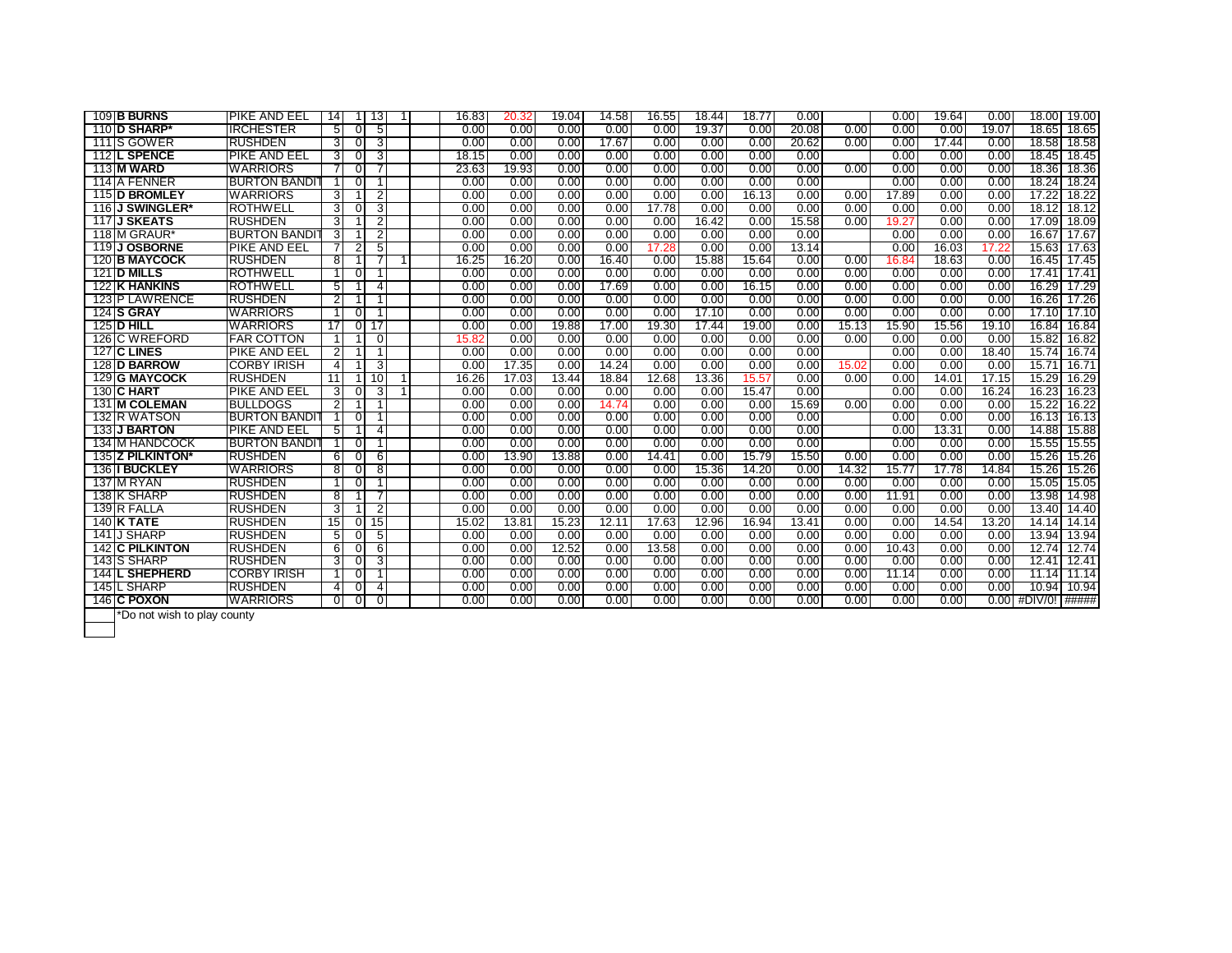| | | | | | | | | | | | | | | | | | | | | | |
|---|---|---|---|---|---|---|---|---|---|---|---|---|---|---|---|---|---|---|---|---|---|
| 109 | **B BURNS** | PIKE AND EEL | 14 | 1 | 13 | 1 | | 16.83 | 20.32 | 19.04 | 14.58 | 16.55 | 18.44 | 18.77 | 0.00 | | 0.00 | 19.64 | 0.00 | 18.00 | 19.00 |
| 110 | **D SHARP*** | IRCHESTER | 5 | 0 | 5 | | | 0.00 | 0.00 | 0.00 | 0.00 | 0.00 | 19.37 | 0.00 | 20.08 | 0.00 | 0.00 | 0.00 | 19.07 | 18.65 | 18.65 |
| 111 | S GOWER | RUSHDEN | 3 | 0 | 3 | | | 0.00 | 0.00 | 0.00 | 17.67 | 0.00 | 0.00 | 0.00 | 20.62 | 0.00 | 0.00 | 17.44 | 0.00 | 18.58 | 18.58 |
| 112 | **L SPENCE** | PIKE AND EEL | 3 | 0 | 3 | | | 18.15 | 0.00 | 0.00 | 0.00 | 0.00 | 0.00 | 0.00 | 0.00 | | 0.00 | 0.00 | 0.00 | 18.45 | 18.45 |
| 113 | **M WARD** | WARRIORS | 7 | 0 | 7 | | | 23.63 | 19.93 | 0.00 | 0.00 | 0.00 | 0.00 | 0.00 | 0.00 | 0.00 | 0.00 | 0.00 | 0.00 | 18.36 | 18.36 |
| 114 | A FENNER | BURTON BANDIT | 1 | 0 | 1 | | | 0.00 | 0.00 | 0.00 | 0.00 | 0.00 | 0.00 | 0.00 | 0.00 | | 0.00 | 0.00 | 0.00 | 18.24 | 18.24 |
| 115 | **D BROMLEY** | WARRIORS | 3 | 1 | 2 | | | 0.00 | 0.00 | 0.00 | 0.00 | 0.00 | 0.00 | 16.13 | 0.00 | 0.00 | 17.89 | 0.00 | 0.00 | 17.22 | 18.22 |
| 116 | **J SWINGLER*** | ROTHWELL | 3 | 0 | 3 | | | 0.00 | 0.00 | 0.00 | 0.00 | 17.78 | 0.00 | 0.00 | 0.00 | 0.00 | 0.00 | 0.00 | 0.00 | 18.12 | 18.12 |
| 117 | **J SKEATS** | RUSHDEN | 3 | 1 | 2 | | | 0.00 | 0.00 | 0.00 | 0.00 | 0.00 | 16.42 | 0.00 | 15.58 | 0.00 | 19.27 | 0.00 | 0.00 | 17.09 | 18.09 |
| 118 | M GRAUR* | BURTON BANDIT | 3 | 1 | 2 | | | 0.00 | 0.00 | 0.00 | 0.00 | 0.00 | 0.00 | 0.00 | 0.00 | | 0.00 | 0.00 | 0.00 | 16.67 | 17.67 |
| 119 | **J OSBORNE** | PIKE AND EEL | 7 | 2 | 5 | | | 0.00 | 0.00 | 0.00 | 0.00 | 17.28 | 0.00 | 0.00 | 13.14 | | 0.00 | 16.03 | 17.22 | 15.63 | 17.63 |
| 120 | **B MAYCOCK** | RUSHDEN | 8 | 1 | 7 | 1 | | 16.25 | 16.20 | 0.00 | 16.40 | 0.00 | 15.88 | 15.64 | 0.00 | 0.00 | 16.84 | 18.63 | 0.00 | 16.45 | 17.45 |
| 121 | **D MILLS** | ROTHWELL | 1 | 0 | 1 | | | 0.00 | 0.00 | 0.00 | 0.00 | 0.00 | 0.00 | 0.00 | 0.00 | 0.00 | 0.00 | 0.00 | 0.00 | 17.41 | 17.41 |
| 122 | **K HANKINS** | ROTHWELL | 5 | 1 | 4 | | | 0.00 | 0.00 | 0.00 | 17.69 | 0.00 | 0.00 | 16.15 | 0.00 | 0.00 | 0.00 | 0.00 | 0.00 | 16.29 | 17.29 |
| 123 | P LAWRENCE | RUSHDEN | 2 | 1 | 1 | | | 0.00 | 0.00 | 0.00 | 0.00 | 0.00 | 0.00 | 0.00 | 0.00 | 0.00 | 0.00 | 0.00 | 0.00 | 16.26 | 17.26 |
| 124 | **S GRAY** | WARRIORS | 1 | 0 | 1 | | | 0.00 | 0.00 | 0.00 | 0.00 | 0.00 | 17.10 | 0.00 | 0.00 | 0.00 | 0.00 | 0.00 | 0.00 | 17.10 | 17.10 |
| 125 | **D HILL** | WARRIORS | 17 | 0 | 17 | | | 0.00 | 0.00 | 19.88 | 17.00 | 19.30 | 17.44 | 19.00 | 0.00 | 15.13 | 15.90 | 15.56 | 19.10 | 16.84 | 16.84 |
| 126 | C WREFORD | FAR COTTON | 1 | 1 | 0 | | | 15.82 | 0.00 | 0.00 | 0.00 | 0.00 | 0.00 | 0.00 | 0.00 | 0.00 | 0.00 | 0.00 | 0.00 | 15.82 | 16.82 |
| 127 | **C LINES** | PIKE AND EEL | 2 | 1 | 1 | | | 0.00 | 0.00 | 0.00 | 0.00 | 0.00 | 0.00 | 0.00 | 0.00 | | 0.00 | 0.00 | 18.40 | 15.74 | 16.74 |
| 128 | **D BARROW** | CORBY IRISH | 4 | 1 | 3 | | | 0.00 | 17.35 | 0.00 | 14.24 | 0.00 | 0.00 | 0.00 | 0.00 | 15.02 | 0.00 | 0.00 | 0.00 | 15.71 | 16.71 |
| 129 | **G MAYCOCK** | RUSHDEN | 11 | 1 | 10 | 1 | | 16.26 | 17.03 | 13.44 | 18.84 | 12.68 | 13.36 | 15.57 | 0.00 | 0.00 | 0.00 | 14.01 | 17.15 | 15.29 | 16.29 |
| 130 | **C HART** | PIKE AND EEL | 3 | 0 | 3 | 1 | | 0.00 | 0.00 | 0.00 | 0.00 | 0.00 | 0.00 | 15.47 | 0.00 | | 0.00 | 0.00 | 16.24 | 16.23 | 16.23 |
| 131 | **M COLEMAN** | BULLDOGS | 2 | 1 | 1 | | | 0.00 | 0.00 | 0.00 | 14.74 | 0.00 | 0.00 | 0.00 | 15.69 | 0.00 | 0.00 | 0.00 | 0.00 | 15.22 | 16.22 |
| 132 | R WATSON | BURTON BANDIT | 1 | 0 | 1 | | | 0.00 | 0.00 | 0.00 | 0.00 | 0.00 | 0.00 | 0.00 | 0.00 | | 0.00 | 0.00 | 0.00 | 16.13 | 16.13 |
| 133 | **J BARTON** | PIKE AND EEL | 5 | 1 | 4 | | | 0.00 | 0.00 | 0.00 | 0.00 | 0.00 | 0.00 | 0.00 | 0.00 | | 0.00 | 13.31 | 0.00 | 14.88 | 15.88 |
| 134 | M HANDCOCK | BURTON BANDIT | 1 | 0 | 1 | | | 0.00 | 0.00 | 0.00 | 0.00 | 0.00 | 0.00 | 0.00 | 0.00 | | 0.00 | 0.00 | 0.00 | 15.55 | 15.55 |
| 135 | **Z PILKINTON*** | RUSHDEN | 6 | 0 | 6 | | | 0.00 | 13.90 | 13.88 | 0.00 | 14.41 | 0.00 | 15.79 | 15.50 | 0.00 | 0.00 | 0.00 | 0.00 | 15.26 | 15.26 |
| 136 | **I BUCKLEY** | WARRIORS | 8 | 0 | 8 | | | 0.00 | 0.00 | 0.00 | 0.00 | 0.00 | 15.36 | 14.20 | 0.00 | 14.32 | 15.77 | 17.78 | 14.84 | 15.26 | 15.26 |
| 137 | M RYAN | RUSHDEN | 1 | 0 | 1 | | | 0.00 | 0.00 | 0.00 | 0.00 | 0.00 | 0.00 | 0.00 | 0.00 | 0.00 | 0.00 | 0.00 | 0.00 | 15.05 | 15.05 |
| 138 | K SHARP | RUSHDEN | 8 | 1 | 7 | | | 0.00 | 0.00 | 0.00 | 0.00 | 0.00 | 0.00 | 0.00 | 0.00 | 0.00 | 11.91 | 0.00 | 0.00 | 13.98 | 14.98 |
| 139 | R FALLA | RUSHDEN | 3 | 1 | 2 | | | 0.00 | 0.00 | 0.00 | 0.00 | 0.00 | 0.00 | 0.00 | 0.00 | 0.00 | 0.00 | 0.00 | 0.00 | 13.40 | 14.40 |
| 140 | **K TATE** | RUSHDEN | 15 | 0 | 15 | | | 15.02 | 13.81 | 15.23 | 12.11 | 17.63 | 12.96 | 16.94 | 13.41 | 0.00 | 0.00 | 14.54 | 13.20 | 14.14 | 14.14 |
| 141 | J SHARP | RUSHDEN | 5 | 0 | 5 | | | 0.00 | 0.00 | 0.00 | 0.00 | 0.00 | 0.00 | 0.00 | 0.00 | 0.00 | 0.00 | 0.00 | 0.00 | 13.94 | 13.94 |
| 142 | **C PILKINTON** | RUSHDEN | 6 | 0 | 6 | | | 0.00 | 0.00 | 12.52 | 0.00 | 13.58 | 0.00 | 0.00 | 0.00 | 0.00 | 10.43 | 0.00 | 0.00 | 12.74 | 12.74 |
| 143 | S SHARP | RUSHDEN | 3 | 0 | 3 | | | 0.00 | 0.00 | 0.00 | 0.00 | 0.00 | 0.00 | 0.00 | 0.00 | 0.00 | 0.00 | 0.00 | 0.00 | 12.41 | 12.41 |
| 144 | **L SHEPHERD** | CORBY IRISH | 1 | 0 | 1 | | | 0.00 | 0.00 | 0.00 | 0.00 | 0.00 | 0.00 | 0.00 | 0.00 | 0.00 | 11.14 | 0.00 | 0.00 | 11.14 | 11.14 |
| 145 | L SHARP | RUSHDEN | 4 | 0 | 4 | | | 0.00 | 0.00 | 0.00 | 0.00 | 0.00 | 0.00 | 0.00 | 0.00 | 0.00 | 0.00 | 0.00 | 0.00 | 10.94 | 10.94 |
| 146 | **C POXON** | WARRIORS | 0 | 0 | 0 | | | 0.00 | 0.00 | 0.00 | 0.00 | 0.00 | 0.00 | 0.00 | 0.00 | 0.00 | 0.00 | 0.00 | 0.00 | #DIV/0! | ##### |

*Do not wish to play county